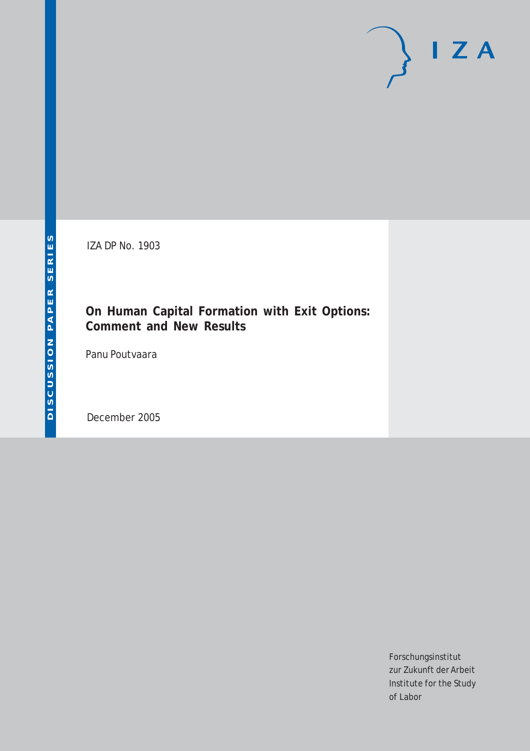IZA

DISCUSSION PAPER SERIES

IZA DP No. 1903

# On Human Capital Formation with Exit Options: Comment and New Results

Panu Poutvaara

December 2005

Forschungsinstitut
zur Zukunft der Arbeit
Institute for the Study
of Labor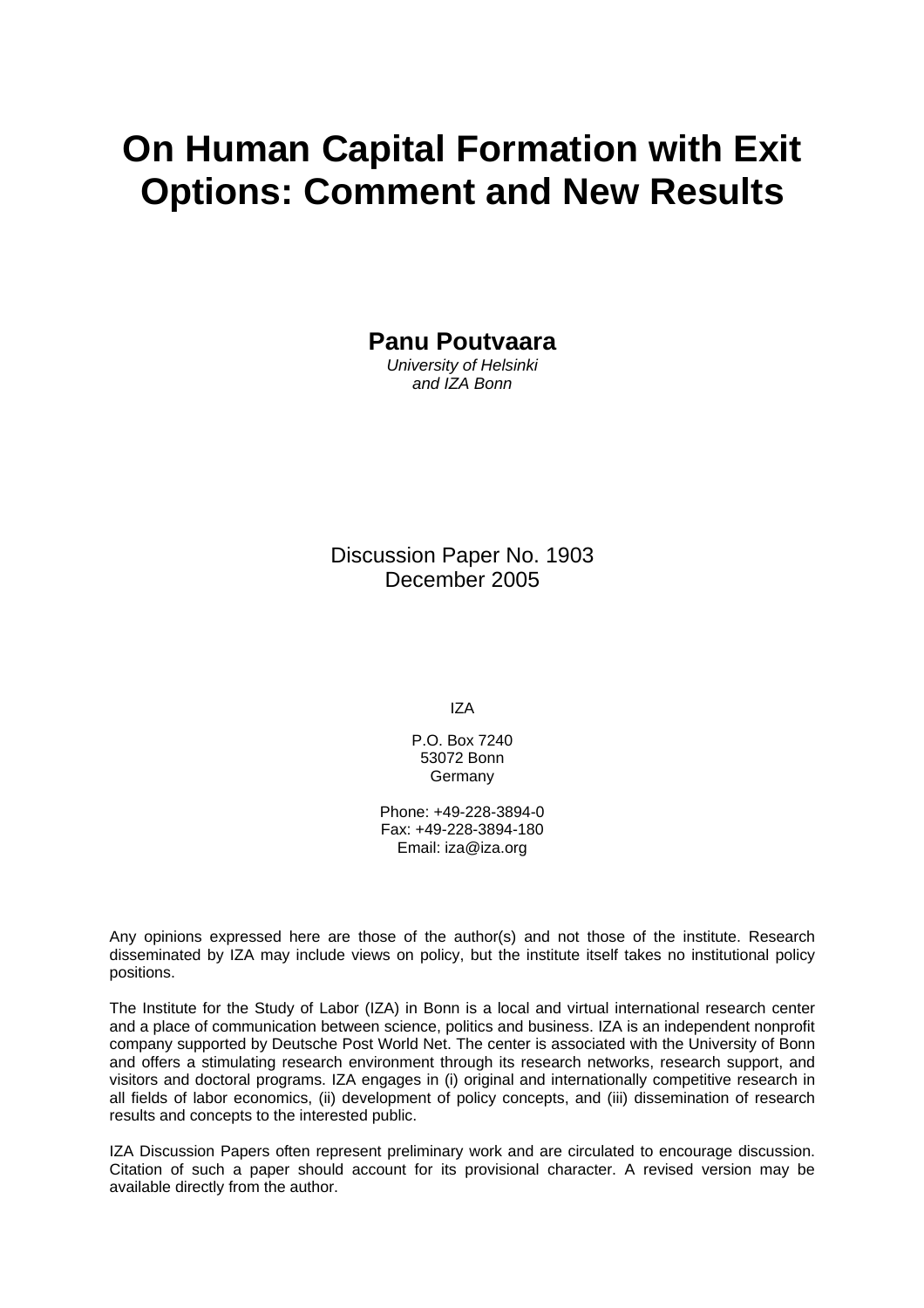# On Human Capital Formation with Exit Options: Comment and New Results

**Panu Poutvaara**

*University of Helsinki*
*and IZA Bonn*

Discussion Paper No. 1903
December 2005

IZA

P.O. Box 7240
53072 Bonn
Germany

Phone: +49-228-3894-0
Fax: +49-228-3894-180
Email: iza@iza.org

Any opinions expressed here are those of the author(s) and not those of the institute. Research disseminated by IZA may include views on policy, but the institute itself takes no institutional policy positions.

The Institute for the Study of Labor (IZA) in Bonn is a local and virtual international research center and a place of communication between science, politics and business. IZA is an independent nonprofit company supported by Deutsche Post World Net. The center is associated with the University of Bonn and offers a stimulating research environment through its research networks, research support, and visitors and doctoral programs. IZA engages in (i) original and internationally competitive research in all fields of labor economics, (ii) development of policy concepts, and (iii) dissemination of research results and concepts to the interested public.

IZA Discussion Papers often represent preliminary work and are circulated to encourage discussion. Citation of such a paper should account for its provisional character. A revised version may be available directly from the author.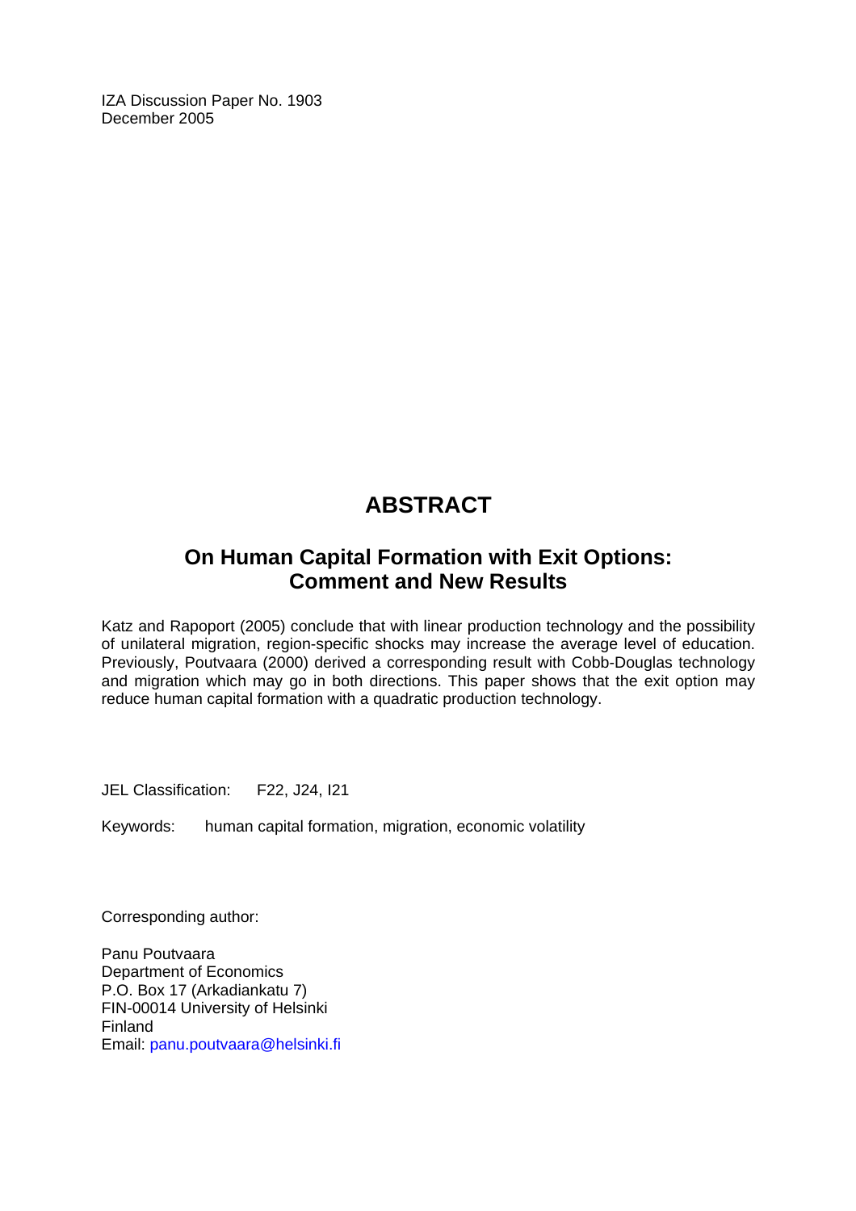IZA Discussion Paper No. 1903
December 2005

# ABSTRACT

## On Human Capital Formation with Exit Options: Comment and New Results

Katz and Rapoport (2005) conclude that with linear production technology and the possibility of unilateral migration, region-specific shocks may increase the average level of education. Previously, Poutvaara (2000) derived a corresponding result with Cobb-Douglas technology and migration which may go in both directions. This paper shows that the exit option may reduce human capital formation with a quadratic production technology.

JEL Classification: F22, J24, I21

Keywords: human capital formation, migration, economic volatility

Corresponding author:

Panu Poutvaara
Department of Economics
P.O. Box 17 (Arkadiankatu 7)
FIN-00014 University of Helsinki
Finland
Email: panu.poutvaara@helsinki.fi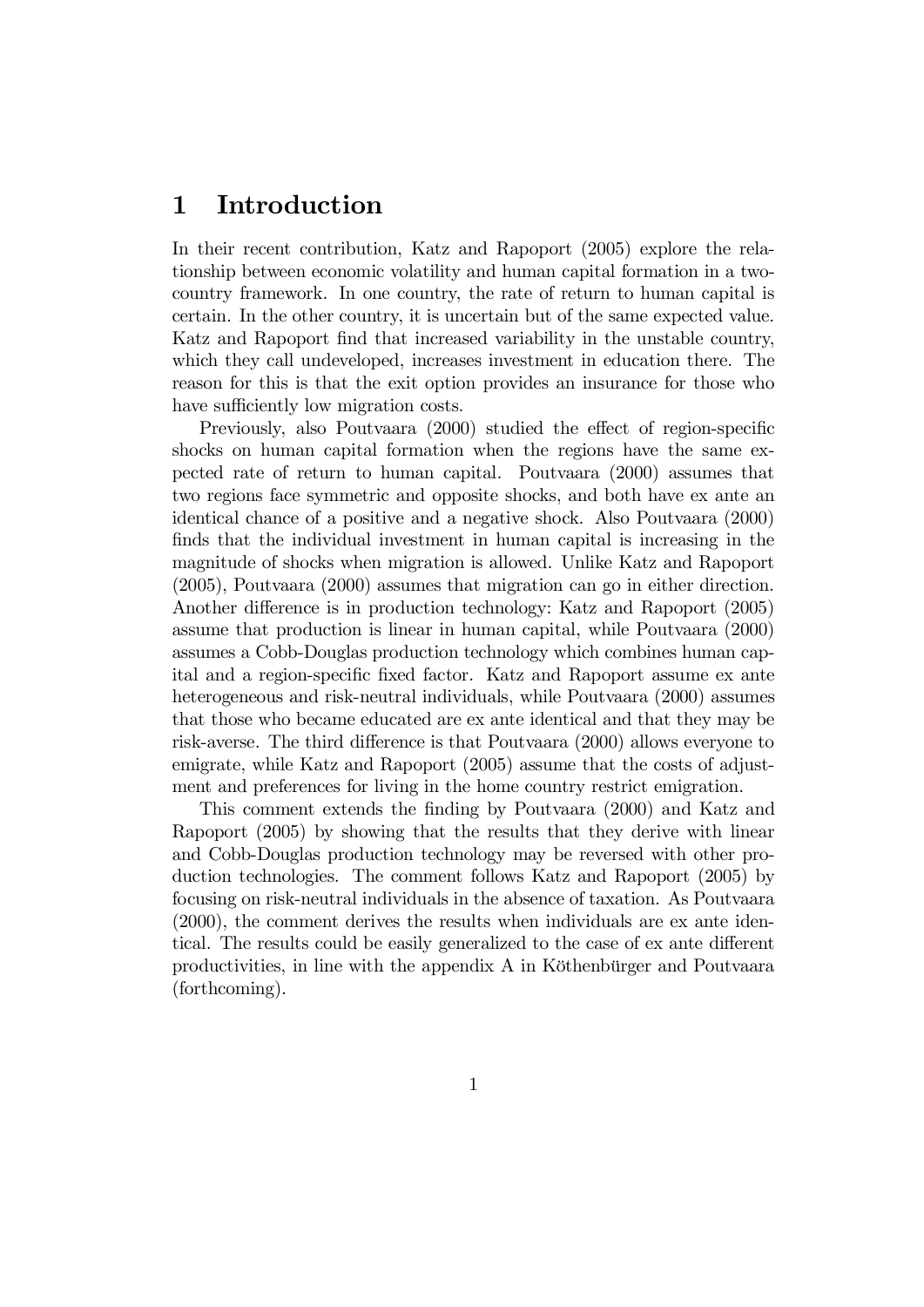# 1 Introduction

In their recent contribution, Katz and Rapoport (2005) explore the relationship between economic volatility and human capital formation in a two-country framework. In one country, the rate of return to human capital is certain. In the other country, it is uncertain but of the same expected value. Katz and Rapoport find that increased variability in the unstable country, which they call undeveloped, increases investment in education there. The reason for this is that the exit option provides an insurance for those who have sufficiently low migration costs.

Previously, also Poutvaara (2000) studied the effect of region-specific shocks on human capital formation when the regions have the same expected rate of return to human capital. Poutvaara (2000) assumes that two regions face symmetric and opposite shocks, and both have ex ante an identical chance of a positive and a negative shock. Also Poutvaara (2000) finds that the individual investment in human capital is increasing in the magnitude of shocks when migration is allowed. Unlike Katz and Rapoport (2005), Poutvaara (2000) assumes that migration can go in either direction. Another difference is in production technology: Katz and Rapoport (2005) assume that production is linear in human capital, while Poutvaara (2000) assumes a Cobb-Douglas production technology which combines human capital and a region-specific fixed factor. Katz and Rapoport assume ex ante heterogeneous and risk-neutral individuals, while Poutvaara (2000) assumes that those who became educated are ex ante identical and that they may be risk-averse. The third difference is that Poutvaara (2000) allows everyone to emigrate, while Katz and Rapoport (2005) assume that the costs of adjustment and preferences for living in the home country restrict emigration.

This comment extends the finding by Poutvaara (2000) and Katz and Rapoport (2005) by showing that the results that they derive with linear and Cobb-Douglas production technology may be reversed with other production technologies. The comment follows Katz and Rapoport (2005) by focusing on risk-neutral individuals in the absence of taxation. As Poutvaara (2000), the comment derives the results when individuals are ex ante identical. The results could be easily generalized to the case of ex ante different productivities, in line with the appendix A in Köthenbürger and Poutvaara (forthcoming).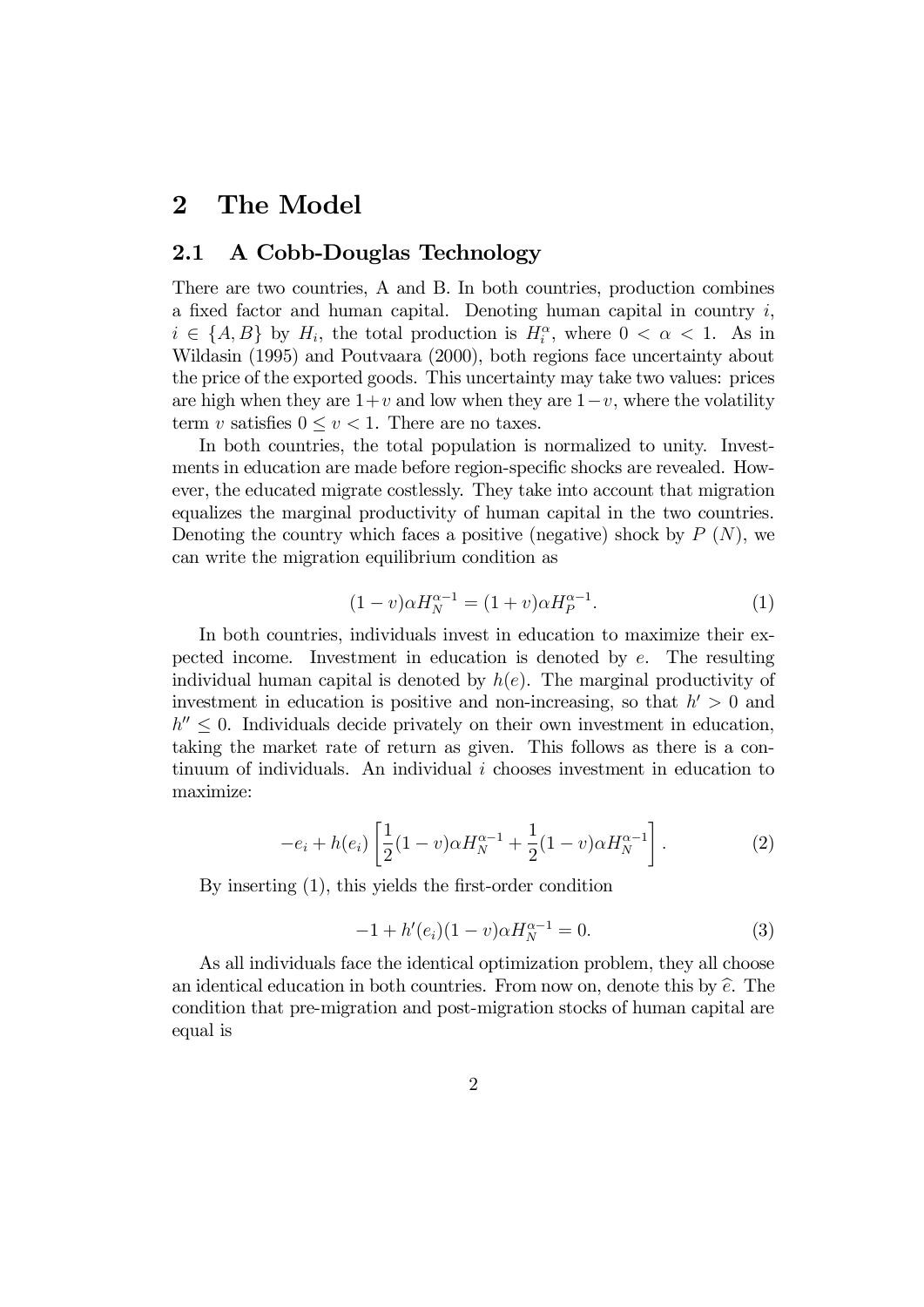## 2 The Model

### 2.1 A Cobb-Douglas Technology

There are two countries, A and B. In both countries, production combines a fixed factor and human capital. Denoting human capital in country $i$, $i \in \{A, B\}$ by $H_i$, the total production is $H_i^{\alpha}$, where $0 < \alpha < 1$. As in Wildasin (1995) and Poutvaara (2000), both regions face uncertainty about the price of the exported goods. This uncertainty may take two values: prices are high when they are $1+v$ and low when they are $1-v$, where the volatility term $v$ satisfies $0 \leq v < 1$. There are no taxes.

In both countries, the total population is normalized to unity. Investments in education are made before region-specific shocks are revealed. However, the educated migrate costlessly. They take into account that migration equalizes the marginal productivity of human capital in the two countries. Denoting the country which faces a positive (negative) shock by $P$ ($N$), we can write the migration equilibrium condition as

$$(1-v)\alpha H_N^{\alpha-1} = (1+v)\alpha H_P^{\alpha-1}. \tag{1}$$

In both countries, individuals invest in education to maximize their expected income. Investment in education is denoted by $e$. The resulting individual human capital is denoted by $h(e)$. The marginal productivity of investment in education is positive and non-increasing, so that $h' > 0$ and $h'' \leq 0$. Individuals decide privately on their own investment in education, taking the market rate of return as given. This follows as there is a continuum of individuals. An individual $i$ chooses investment in education to maximize:

$$-e_i + h(e_i)\left[\frac{1}{2}(1-v)\alpha H_N^{\alpha-1} + \frac{1}{2}(1-v)\alpha H_N^{\alpha-1}\right]. \tag{2}$$

By inserting (1), this yields the first-order condition

$$-1 + h'(e_i)(1-v)\alpha H_N^{\alpha-1} = 0. \tag{3}$$

As all individuals face the identical optimization problem, they all choose an identical education in both countries. From now on, denote this by $\widehat{e}$. The condition that pre-migration and post-migration stocks of human capital are equal is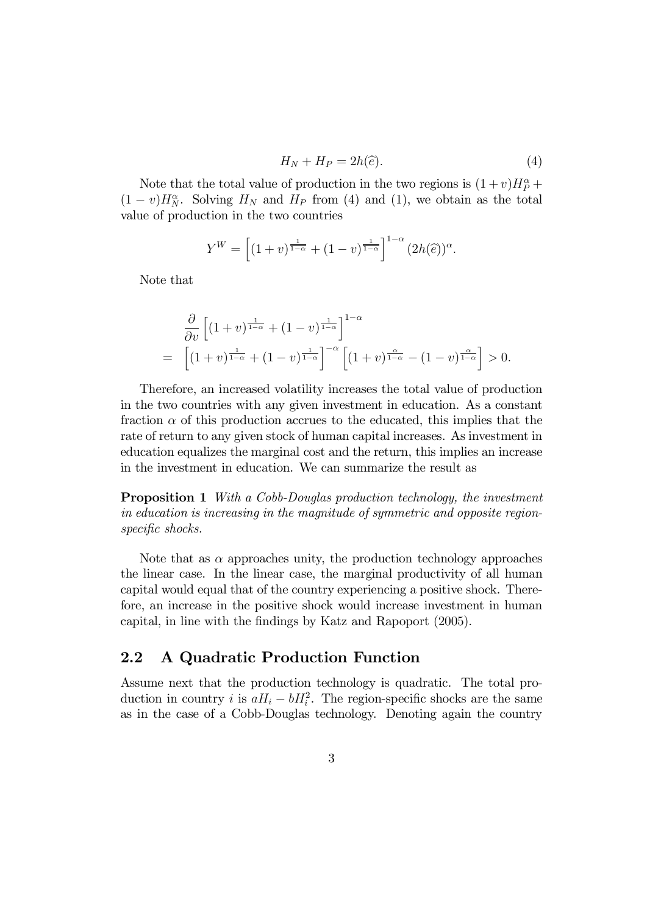$$H_N + H_P = 2h(\widehat{e}). \tag{4}$$

Note that the total value of production in the two regions is $(1+v)H_P^{\alpha} + (1-v)H_N^{\alpha}$. Solving $H_N$ and $H_P$ from (4) and (1), we obtain as the total value of production in the two countries

$$Y^W = \left[(1+v)^{\frac{1}{1-\alpha}} + (1-v)^{\frac{1}{1-\alpha}}\right]^{1-\alpha} (2h(\widehat{e}))^{\alpha}.$$

Note that

$$\begin{aligned}
& \frac{\partial}{\partial v}\left[(1+v)^{\frac{1}{1-\alpha}} + (1-v)^{\frac{1}{1-\alpha}}\right]^{1-\alpha} \\
= & \left[(1+v)^{\frac{1}{1-\alpha}} + (1-v)^{\frac{1}{1-\alpha}}\right]^{-\alpha}\left[(1+v)^{\frac{\alpha}{1-\alpha}} - (1-v)^{\frac{\alpha}{1-\alpha}}\right] > 0.
\end{aligned}$$

Therefore, an increased volatility increases the total value of production in the two countries with any given investment in education. As a constant fraction $\alpha$ of this production accrues to the educated, this implies that the rate of return to any given stock of human capital increases. As investment in education equalizes the marginal cost and the return, this implies an increase in the investment in education. We can summarize the result as

**Proposition 1** *With a Cobb-Douglas production technology, the investment in education is increasing in the magnitude of symmetric and opposite region-specific shocks.*

Note that as $\alpha$ approaches unity, the production technology approaches the linear case. In the linear case, the marginal productivity of all human capital would equal that of the country experiencing a positive shock. Therefore, an increase in the positive shock would increase investment in human capital, in line with the findings by Katz and Rapoport (2005).

## 2.2 A Quadratic Production Function

Assume next that the production technology is quadratic. The total production in country $i$ is $aH_i - bH_i^2$. The region-specific shocks are the same as in the case of a Cobb-Douglas technology. Denoting again the country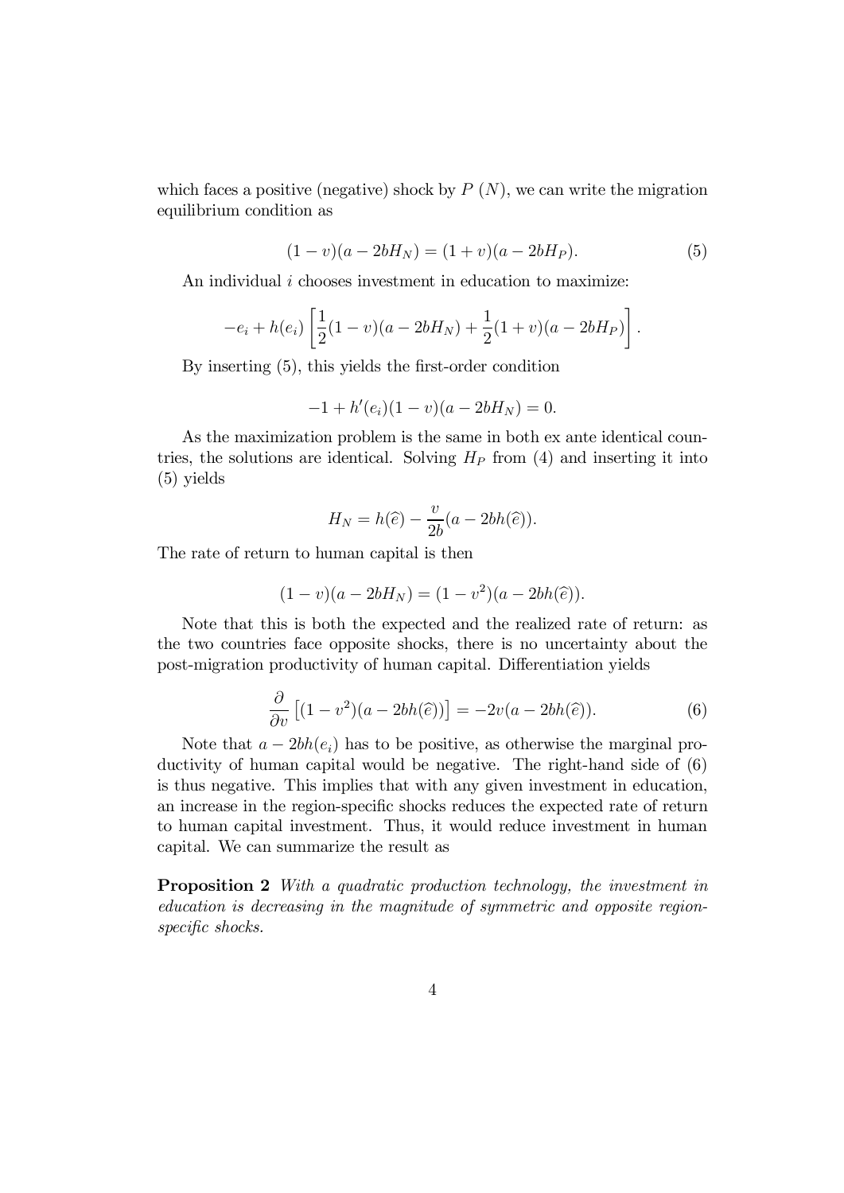which faces a positive (negative) shock by $P$ ($N$), we can write the migration equilibrium condition as

$$(1-v)(a-2bH_N) = (1+v)(a-2bH_P). \tag{5}$$

An individual $i$ chooses investment in education to maximize:

$$-e_i + h(e_i)\left[\frac{1}{2}(1-v)(a-2bH_N) + \frac{1}{2}(1+v)(a-2bH_P)\right].$$

By inserting (5), this yields the first-order condition

$$-1 + h'(e_i)(1-v)(a-2bH_N) = 0.$$

As the maximization problem is the same in both ex ante identical countries, the solutions are identical. Solving $H_P$ from (4) and inserting it into (5) yields

$$H_N = h(\widehat{e}) - \frac{v}{2b}(a - 2bh(\widehat{e})).$$

The rate of return to human capital is then

$$(1-v)(a-2bH_N) = (1-v^2)(a-2bh(\widehat{e})).$$

Note that this is both the expected and the realized rate of return: as the two countries face opposite shocks, there is no uncertainty about the post-migration productivity of human capital. Differentiation yields

$$\frac{\partial}{\partial v}\left[(1-v^2)(a-2bh(\widehat{e}))\right] = -2v(a-2bh(\widehat{e})). \tag{6}$$

Note that $a - 2bh(e_i)$ has to be positive, as otherwise the marginal productivity of human capital would be negative. The right-hand side of (6) is thus negative. This implies that with any given investment in education, an increase in the region-specific shocks reduces the expected rate of return to human capital investment. Thus, it would reduce investment in human capital. We can summarize the result as

**Proposition 2** *With a quadratic production technology, the investment in education is decreasing in the magnitude of symmetric and opposite region-specific shocks.*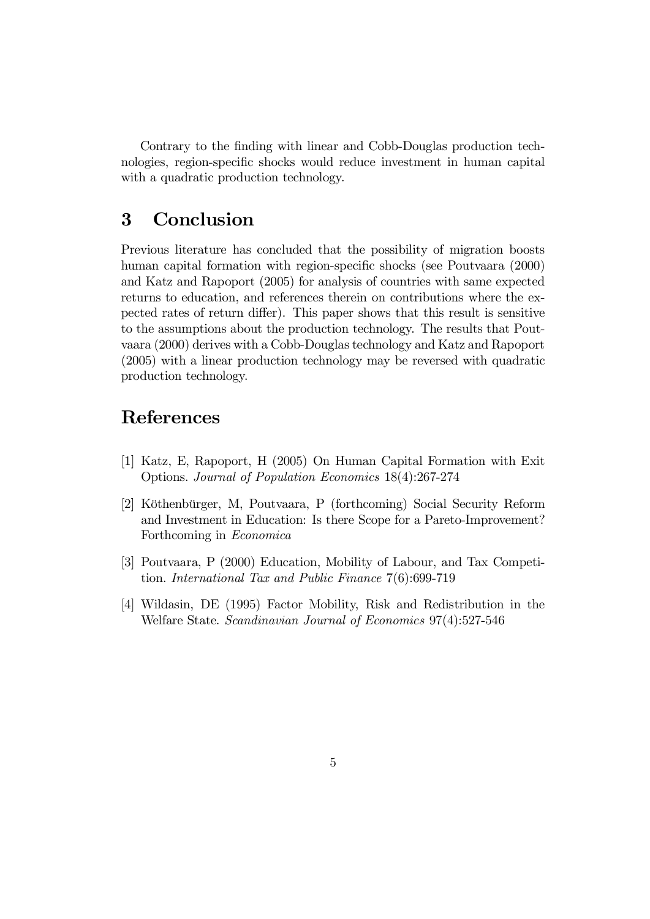Contrary to the finding with linear and Cobb-Douglas production technologies, region-specific shocks would reduce investment in human capital with a quadratic production technology.

## 3 Conclusion

Previous literature has concluded that the possibility of migration boosts human capital formation with region-specific shocks (see Poutvaara (2000) and Katz and Rapoport (2005) for analysis of countries with same expected returns to education, and references therein on contributions where the expected rates of return differ). This paper shows that this result is sensitive to the assumptions about the production technology. The results that Poutvaara (2000) derives with a Cobb-Douglas technology and Katz and Rapoport (2005) with a linear production technology may be reversed with quadratic production technology.

## References

[1] Katz, E, Rapoport, H (2005) On Human Capital Formation with Exit Options. *Journal of Population Economics* 18(4):267-274

[2] Köthenbürger, M, Poutvaara, P (forthcoming) Social Security Reform and Investment in Education: Is there Scope for a Pareto-Improvement? Forthcoming in *Economica*

[3] Poutvaara, P (2000) Education, Mobility of Labour, and Tax Competition. *International Tax and Public Finance* 7(6):699-719

[4] Wildasin, DE (1995) Factor Mobility, Risk and Redistribution in the Welfare State. *Scandinavian Journal of Economics* 97(4):527-546